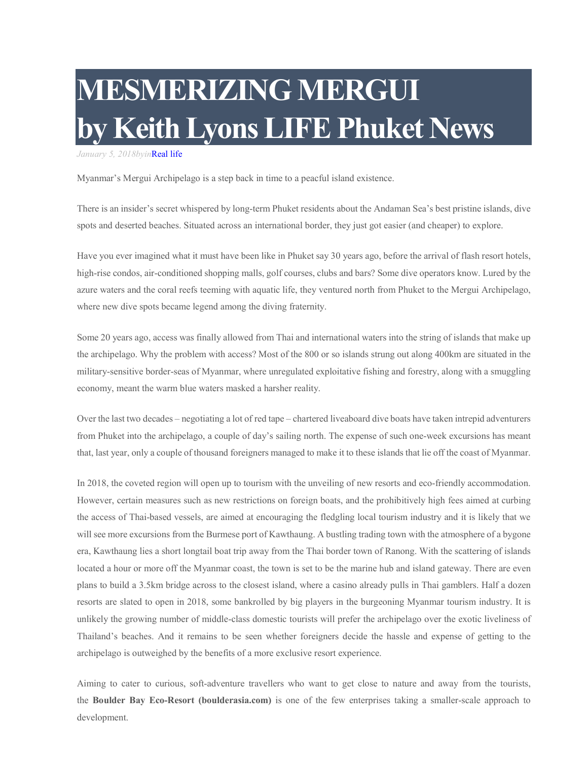# MESMERIZING MERGUI by Keith Lyons LIFE Phuket News

*January 5, 2018byin*Real life

Myanmar's Mergui Archipelago is a step back in time to a peacful island existence.

There is an insider's secret whispered by long-term Phuket residents about the Andaman Sea's best pristine islands, dive spots and deserted beaches. Situated across an international border, they just got easier (and cheaper) to explore.

Have you ever imagined what it must have been like in Phuket say 30 years ago, before the arrival of flash resort hotels, high-rise condos, air-conditioned shopping malls, golf courses, clubs and bars? Some dive operators know. Lured by the azure waters and the coral reefs teeming with aquatic life, they ventured north from Phuket to the Mergui Archipelago, where new dive spots became legend among the diving fraternity.

Some 20 years ago, access was finally allowed from Thai and international waters into the string of islands that make up the archipelago. Why the problem with access? Most of the 800 or so islands strung out along 400km are situated in the military-sensitive border-seas of Myanmar, where unregulated exploitative fishing and forestry, along with a smuggling economy, meant the warm blue waters masked a harsher reality.

Over the last two decades – negotiating a lot of red tape – chartered liveaboard dive boats have taken intrepid adventurers from Phuket into the archipelago, a couple of day's sailing north. The expense of such one-week excursions has meant that, last year, only a couple of thousand foreigners managed to make it to these islands that lie off the coast of Myanmar.

In 2018, the coveted region will open up to tourism with the unveiling of new resorts and eco-friendly accommodation. However, certain measures such as new restrictions on foreign boats, and the prohibitively high fees aimed at curbing the access of Thai-based vessels, are aimed at encouraging the fledgling local tourism industry and it is likely that we will see more excursions from the Burmese port of Kawthaung. A bustling trading town with the atmosphere of a bygone era, Kawthaung lies a short longtail boat trip away from the Thai border town of Ranong. With the scattering of islands located a hour or more off the Myanmar coast, the town is set to be the marine hub and island gateway. There are even plans to build a 3.5km bridge across to the closest island, where a casino already pulls in Thai gamblers. Half a dozen resorts are slated to open in 2018, some bankrolled by big players in the burgeoning Myanmar tourism industry. It is unlikely the growing number of middle-class domestic tourists will prefer the archipelago over the exotic liveliness of Thailand's beaches. And it remains to be seen whether foreigners decide the hassle and expense of getting to the archipelago is outweighed by the benefits of a more exclusive resort experience.

Aiming to cater to curious, soft-adventure travellers who want to get close to nature and away from the tourists, the **Boulder Bay Eco-Resort (boulderasia.com)** is one of the few enterprises taking a smaller-scale approach to development.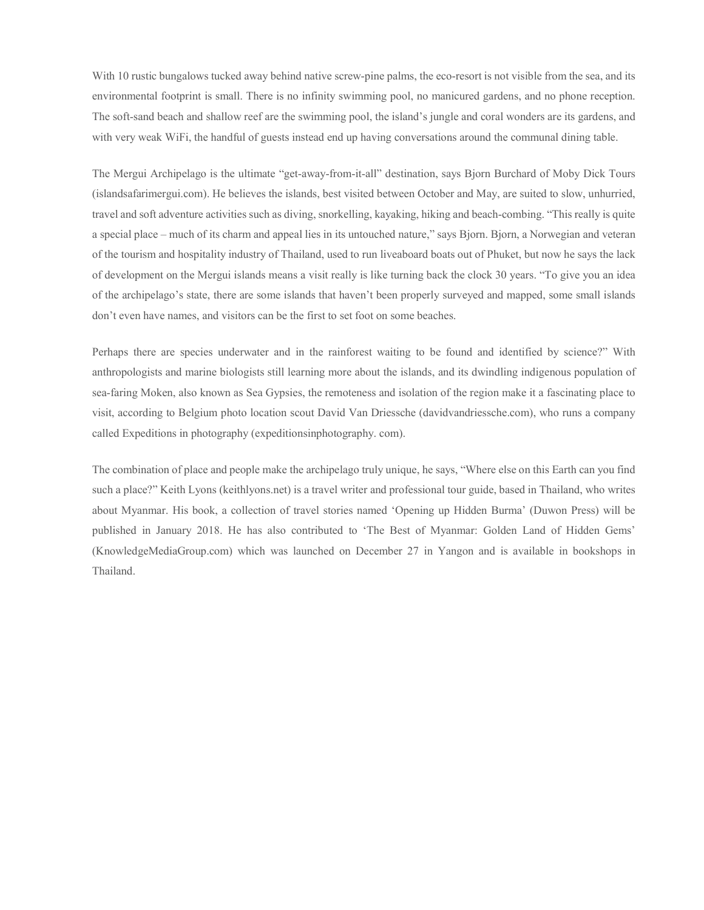With 10 rustic bungalows tucked away behind native screw-pine palms, the eco-resort is not visible from the sea, and its environmental footprint is small. There is no infinity swimming pool, no manicured gardens, and no phone reception. The soft-sand beach and shallow reef are the swimming pool, the island's jungle and coral wonders are its gardens, and with very weak WiFi, the handful of guests instead end up having conversations around the communal dining table.

The Mergui Archipelago is the ultimate "get-away-from-it-all" destination, says Bjorn Burchard of Moby Dick Tours (islandsafarimergui.com). He believes the islands, best visited between October and May, are suited to slow, unhurried, travel and soft adventure activities such as diving, snorkelling, kayaking, hiking and beach-combing. "This really is quite a special place – much of its charm and appeal lies in its untouched nature," says Bjorn. Bjorn, a Norwegian and veteran of the tourism and hospitality industry of Thailand, used to run liveaboard boats out of Phuket, but now he says the lack of development on the Mergui islands means a visit really is like turning back the clock 30 years. "To give you an idea of the archipelago's state, there are some islands that haven't been properly surveyed and mapped, some small islands don't even have names, and visitors can be the first to set foot on some beaches.

Perhaps there are species underwater and in the rainforest waiting to be found and identified by science?" With anthropologists and marine biologists still learning more about the islands, and its dwindling indigenous population of sea-faring Moken, also known as Sea Gypsies, the remoteness and isolation of the region make it a fascinating place to visit, according to Belgium photo location scout David Van Driessche (davidvandriessche.com), who runs a company called Expeditions in photography (expeditionsinphotography. com).

The combination of place and people make the archipelago truly unique, he says, "Where else on this Earth can you find such a place?" Keith Lyons (keithlyons.net) is a travel writer and professional tour guide, based in Thailand, who writes about Myanmar. His book, a collection of travel stories named 'Opening up Hidden Burma' (Duwon Press) will be published in January 2018. He has also contributed to 'The Best of Myanmar: Golden Land of Hidden Gems' (KnowledgeMediaGroup.com) which was launched on December 27 in Yangon and is available in bookshops in Thailand.